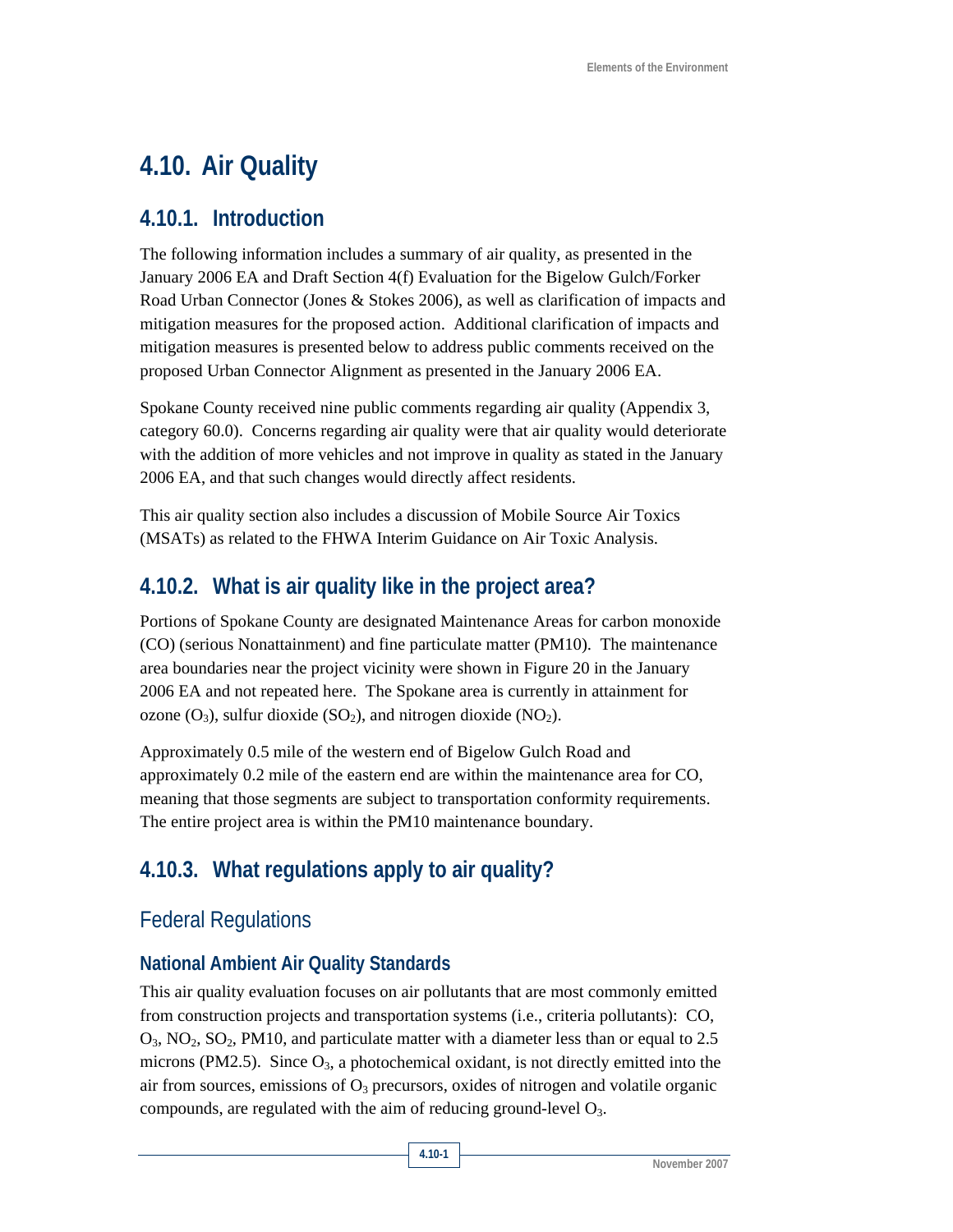# 4.10. Air Quality

## 4.10.1. Introduction

The following information includes a summary of air quality, as presented in the January 2006 EA and Draft Section 4(f) Evaluation for the Bigelow Gulch/Forker Road Urban Connector (Jones & Stokes 2006), as well as clarification of impacts and mitigation measures for the proposed action. Additional clarification of impacts and mitigation measures is presented below to address public comments received on the proposed Urban Connector Alignment as presented in the January 2006 EA.

Spokane County received nine public comments regarding air quality (Appendix 3, category 60.0). Concerns regarding air quality were that air quality would deteriorate with the addition of more vehicles and not improve in quality as stated in the January 2006 EA, and that such changes would directly affect residents.

This air quality section also includes a discussion of Mobile Source Air Toxics (MSATs) as related to the FHWA Interim Guidance on Air Toxic Analysis.

## 4.10.2. What is air quality like in the project area?

Portions of Spokane County are designated Maintenance Areas for carbon monoxide (CO) (serious Nonattainment) and fine particulate matter (PM10). The maintenance area boundaries near the project vicinity were shown in Figure 20 in the January 2006 EA and not repeated here. The Spokane area is currently in attainment for ozone ($O_3$), sulfur dioxide ($SO_2$), and nitrogen dioxide ($NO_2$).

Approximately 0.5 mile of the western end of Bigelow Gulch Road and approximately 0.2 mile of the eastern end are within the maintenance area for CO, meaning that those segments are subject to transportation conformity requirements. The entire project area is within the PM10 maintenance boundary.

## 4.10.3. What regulations apply to air quality?

### Federal Regulations

#### National Ambient Air Quality Standards

This air quality evaluation focuses on air pollutants that are most commonly emitted from construction projects and transportation systems (i.e., criteria pollutants): CO, $O_3$, $NO_2$, $SO_2$, PM10, and particulate matter with a diameter less than or equal to 2.5 microns (PM2.5). Since $O_3$, a photochemical oxidant, is not directly emitted into the air from sources, emissions of $O_3$ precursors, oxides of nitrogen and volatile organic compounds, are regulated with the aim of reducing ground-level $O_3$.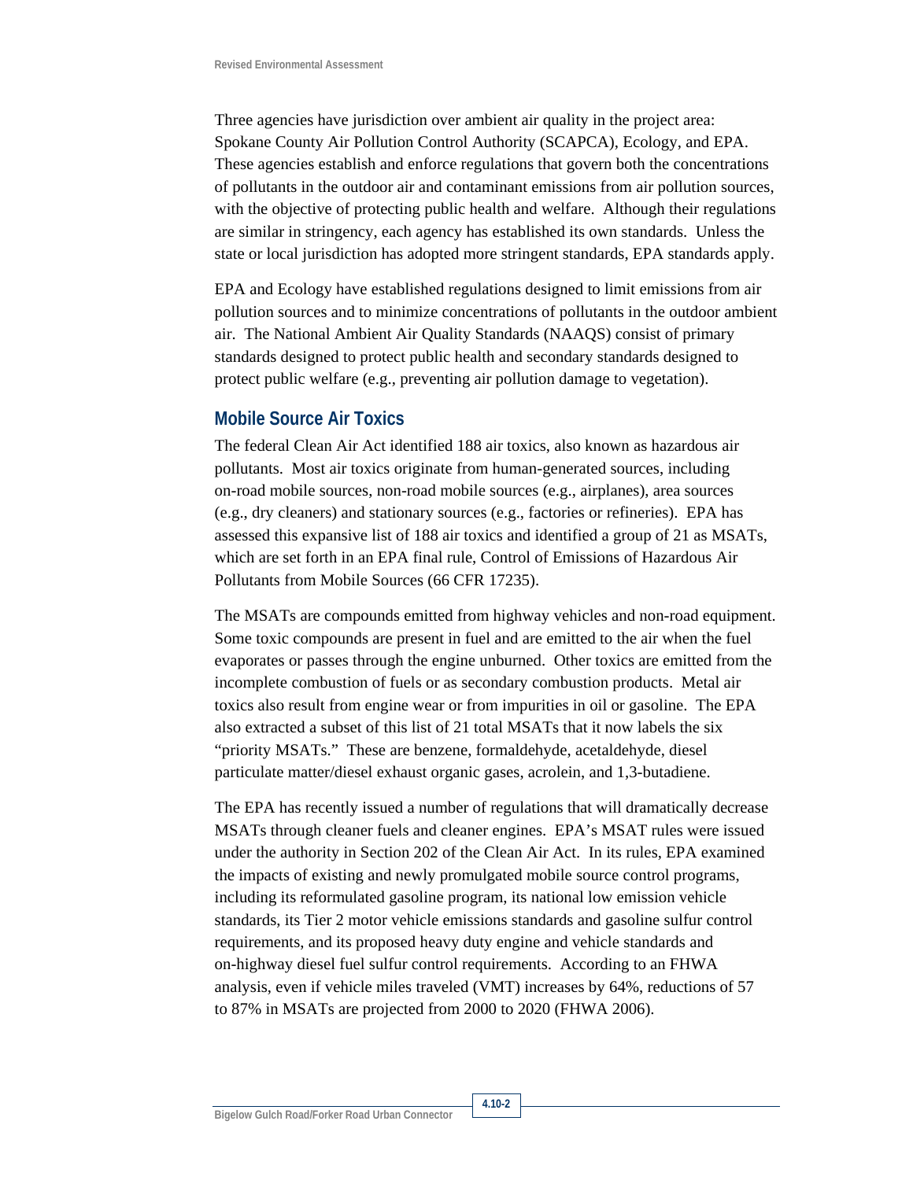Three agencies have jurisdiction over ambient air quality in the project area: Spokane County Air Pollution Control Authority (SCAPCA), Ecology, and EPA. These agencies establish and enforce regulations that govern both the concentrations of pollutants in the outdoor air and contaminant emissions from air pollution sources, with the objective of protecting public health and welfare. Although their regulations are similar in stringency, each agency has established its own standards. Unless the state or local jurisdiction has adopted more stringent standards, EPA standards apply.

EPA and Ecology have established regulations designed to limit emissions from air pollution sources and to minimize concentrations of pollutants in the outdoor ambient air. The National Ambient Air Quality Standards (NAAQS) consist of primary standards designed to protect public health and secondary standards designed to protect public welfare (e.g., preventing air pollution damage to vegetation).

## Mobile Source Air Toxics

The federal Clean Air Act identified 188 air toxics, also known as hazardous air pollutants. Most air toxics originate from human-generated sources, including on-road mobile sources, non-road mobile sources (e.g., airplanes), area sources (e.g., dry cleaners) and stationary sources (e.g., factories or refineries). EPA has assessed this expansive list of 188 air toxics and identified a group of 21 as MSATs, which are set forth in an EPA final rule, Control of Emissions of Hazardous Air Pollutants from Mobile Sources (66 CFR 17235).

The MSATs are compounds emitted from highway vehicles and non-road equipment. Some toxic compounds are present in fuel and are emitted to the air when the fuel evaporates or passes through the engine unburned. Other toxics are emitted from the incomplete combustion of fuels or as secondary combustion products. Metal air toxics also result from engine wear or from impurities in oil or gasoline. The EPA also extracted a subset of this list of 21 total MSATs that it now labels the six "priority MSATs." These are benzene, formaldehyde, acetaldehyde, diesel particulate matter/diesel exhaust organic gases, acrolein, and 1,3-butadiene.

The EPA has recently issued a number of regulations that will dramatically decrease MSATs through cleaner fuels and cleaner engines. EPA's MSAT rules were issued under the authority in Section 202 of the Clean Air Act. In its rules, EPA examined the impacts of existing and newly promulgated mobile source control programs, including its reformulated gasoline program, its national low emission vehicle standards, its Tier 2 motor vehicle emissions standards and gasoline sulfur control requirements, and its proposed heavy duty engine and vehicle standards and on-highway diesel fuel sulfur control requirements. According to an FHWA analysis, even if vehicle miles traveled (VMT) increases by 64%, reductions of 57 to 87% in MSATs are projected from 2000 to 2020 (FHWA 2006).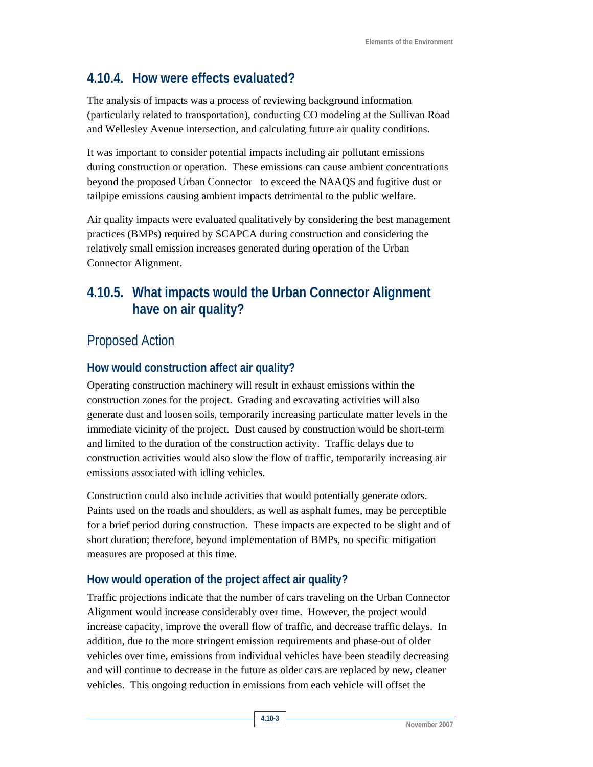## 4.10.4. How were effects evaluated?

The analysis of impacts was a process of reviewing background information (particularly related to transportation), conducting CO modeling at the Sullivan Road and Wellesley Avenue intersection, and calculating future air quality conditions.

It was important to consider potential impacts including air pollutant emissions during construction or operation. These emissions can cause ambient concentrations beyond the proposed Urban Connector to exceed the NAAQS and fugitive dust or tailpipe emissions causing ambient impacts detrimental to the public welfare.

Air quality impacts were evaluated qualitatively by considering the best management practices (BMPs) required by SCAPCA during construction and considering the relatively small emission increases generated during operation of the Urban Connector Alignment.

## 4.10.5. What impacts would the Urban Connector Alignment have on air quality?

### Proposed Action

#### How would construction affect air quality?

Operating construction machinery will result in exhaust emissions within the construction zones for the project. Grading and excavating activities will also generate dust and loosen soils, temporarily increasing particulate matter levels in the immediate vicinity of the project. Dust caused by construction would be short-term and limited to the duration of the construction activity. Traffic delays due to construction activities would also slow the flow of traffic, temporarily increasing air emissions associated with idling vehicles.

Construction could also include activities that would potentially generate odors. Paints used on the roads and shoulders, as well as asphalt fumes, may be perceptible for a brief period during construction. These impacts are expected to be slight and of short duration; therefore, beyond implementation of BMPs, no specific mitigation measures are proposed at this time.

#### How would operation of the project affect air quality?

Traffic projections indicate that the number of cars traveling on the Urban Connector Alignment would increase considerably over time. However, the project would increase capacity, improve the overall flow of traffic, and decrease traffic delays. In addition, due to the more stringent emission requirements and phase-out of older vehicles over time, emissions from individual vehicles have been steadily decreasing and will continue to decrease in the future as older cars are replaced by new, cleaner vehicles. This ongoing reduction in emissions from each vehicle will offset the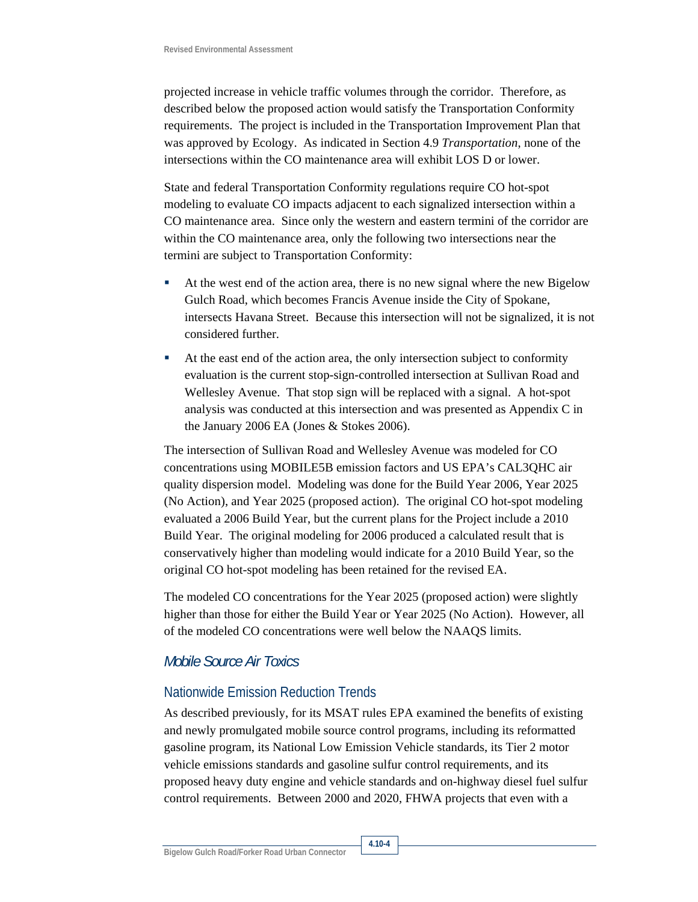projected increase in vehicle traffic volumes through the corridor. Therefore, as described below the proposed action would satisfy the Transportation Conformity requirements. The project is included in the Transportation Improvement Plan that was approved by Ecology. As indicated in Section 4.9 *Transportation*, none of the intersections within the CO maintenance area will exhibit LOS D or lower.

State and federal Transportation Conformity regulations require CO hot-spot modeling to evaluate CO impacts adjacent to each signalized intersection within a CO maintenance area. Since only the western and eastern termini of the corridor are within the CO maintenance area, only the following two intersections near the termini are subject to Transportation Conformity:

- At the west end of the action area, there is no new signal where the new Bigelow Gulch Road, which becomes Francis Avenue inside the City of Spokane, intersects Havana Street. Because this intersection will not be signalized, it is not considered further.
- At the east end of the action area, the only intersection subject to conformity evaluation is the current stop-sign-controlled intersection at Sullivan Road and Wellesley Avenue. That stop sign will be replaced with a signal. A hot-spot analysis was conducted at this intersection and was presented as Appendix C in the January 2006 EA (Jones & Stokes 2006).

The intersection of Sullivan Road and Wellesley Avenue was modeled for CO concentrations using MOBILE5B emission factors and US EPA's CAL3QHC air quality dispersion model. Modeling was done for the Build Year 2006, Year 2025 (No Action), and Year 2025 (proposed action). The original CO hot-spot modeling evaluated a 2006 Build Year, but the current plans for the Project include a 2010 Build Year. The original modeling for 2006 produced a calculated result that is conservatively higher than modeling would indicate for a 2010 Build Year, so the original CO hot-spot modeling has been retained for the revised EA.

The modeled CO concentrations for the Year 2025 (proposed action) were slightly higher than those for either the Build Year or Year 2025 (No Action). However, all of the modeled CO concentrations were well below the NAAQS limits.

### *Mobile Source Air Toxics*

#### Nationwide Emission Reduction Trends

As described previously, for its MSAT rules EPA examined the benefits of existing and newly promulgated mobile source control programs, including its reformatted gasoline program, its National Low Emission Vehicle standards, its Tier 2 motor vehicle emissions standards and gasoline sulfur control requirements, and its proposed heavy duty engine and vehicle standards and on-highway diesel fuel sulfur control requirements. Between 2000 and 2020, FHWA projects that even with a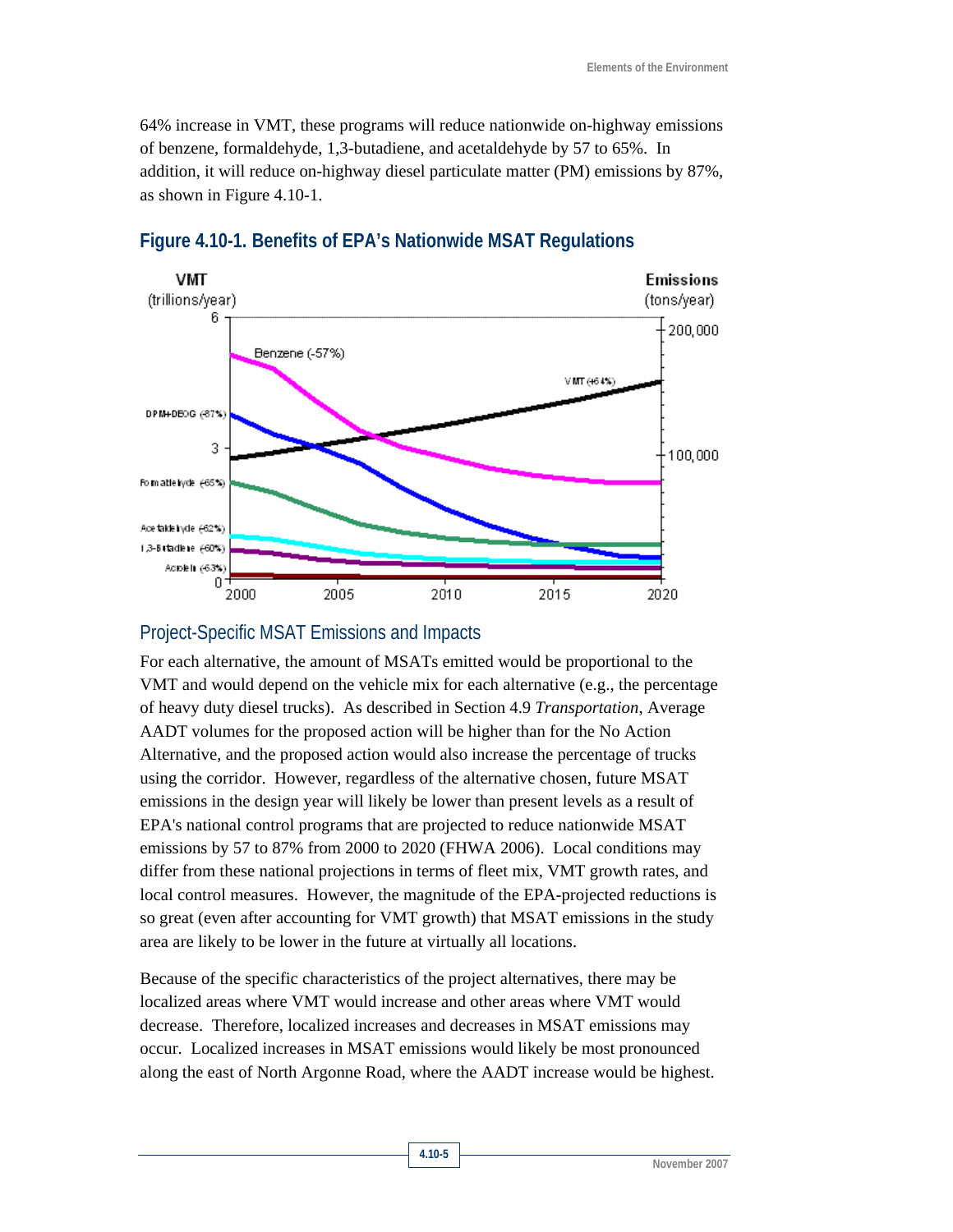64% increase in VMT, these programs will reduce nationwide on-highway emissions of benzene, formaldehyde, 1,3-butadiene, and acetaldehyde by 57 to 65%. In addition, it will reduce on-highway diesel particulate matter (PM) emissions by 87%, as shown in Figure 4.10-1.

## Figure 4.10-1. Benefits of EPA's Nationwide MSAT Regulations

### Project-Specific MSAT Emissions and Impacts

For each alternative, the amount of MSATs emitted would be proportional to the VMT and would depend on the vehicle mix for each alternative (e.g., the percentage of heavy duty diesel trucks). As described in Section 4.9 *Transportation*, Average AADT volumes for the proposed action will be higher than for the No Action Alternative, and the proposed action would also increase the percentage of trucks using the corridor. However, regardless of the alternative chosen, future MSAT emissions in the design year will likely be lower than present levels as a result of EPA's national control programs that are projected to reduce nationwide MSAT emissions by 57 to 87% from 2000 to 2020 (FHWA 2006). Local conditions may differ from these national projections in terms of fleet mix, VMT growth rates, and local control measures. However, the magnitude of the EPA-projected reductions is so great (even after accounting for VMT growth) that MSAT emissions in the study area are likely to be lower in the future at virtually all locations.

Because of the specific characteristics of the project alternatives, there may be localized areas where VMT would increase and other areas where VMT would decrease. Therefore, localized increases and decreases in MSAT emissions may occur. Localized increases in MSAT emissions would likely be most pronounced along the east of North Argonne Road, where the AADT increase would be highest.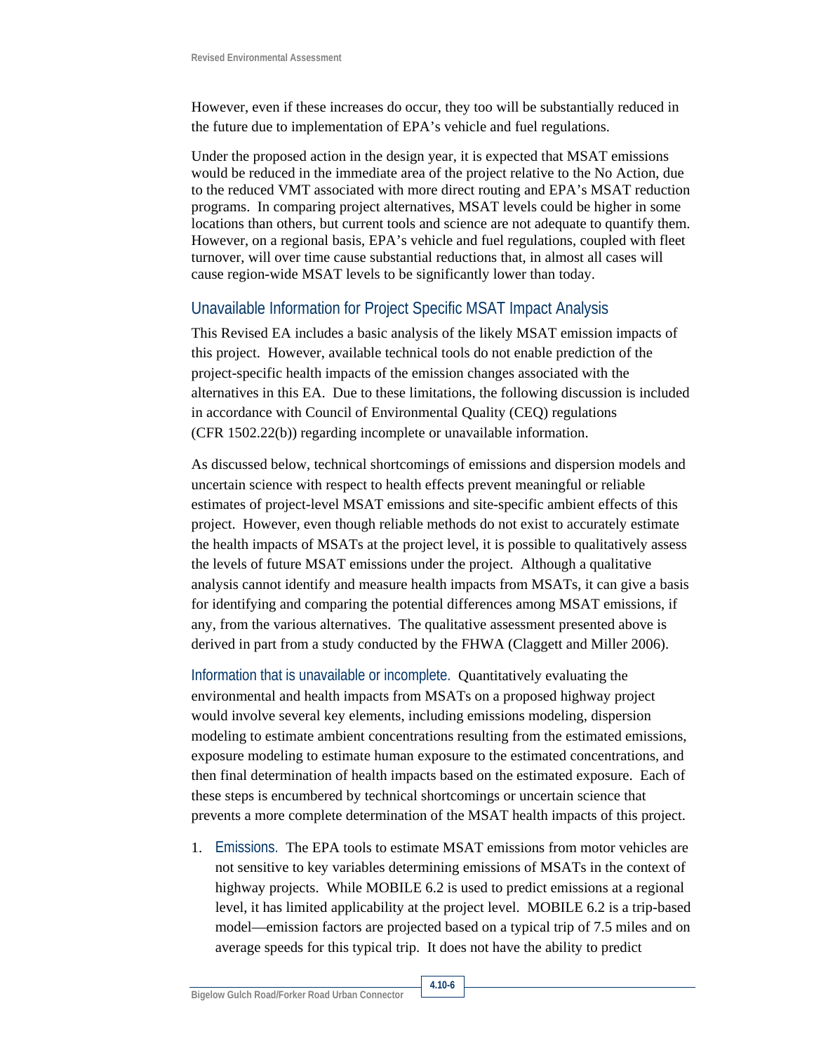However, even if these increases do occur, they too will be substantially reduced in the future due to implementation of EPA's vehicle and fuel regulations.

Under the proposed action in the design year, it is expected that MSAT emissions would be reduced in the immediate area of the project relative to the No Action, due to the reduced VMT associated with more direct routing and EPA's MSAT reduction programs. In comparing project alternatives, MSAT levels could be higher in some locations than others, but current tools and science are not adequate to quantify them. However, on a regional basis, EPA's vehicle and fuel regulations, coupled with fleet turnover, will over time cause substantial reductions that, in almost all cases will cause region-wide MSAT levels to be significantly lower than today.

### Unavailable Information for Project Specific MSAT Impact Analysis

This Revised EA includes a basic analysis of the likely MSAT emission impacts of this project. However, available technical tools do not enable prediction of the project-specific health impacts of the emission changes associated with the alternatives in this EA. Due to these limitations, the following discussion is included in accordance with Council of Environmental Quality (CEQ) regulations (CFR 1502.22(b)) regarding incomplete or unavailable information.

As discussed below, technical shortcomings of emissions and dispersion models and uncertain science with respect to health effects prevent meaningful or reliable estimates of project-level MSAT emissions and site-specific ambient effects of this project. However, even though reliable methods do not exist to accurately estimate the health impacts of MSATs at the project level, it is possible to qualitatively assess the levels of future MSAT emissions under the project. Although a qualitative analysis cannot identify and measure health impacts from MSATs, it can give a basis for identifying and comparing the potential differences among MSAT emissions, if any, from the various alternatives. The qualitative assessment presented above is derived in part from a study conducted by the FHWA (Claggett and Miller 2006).

**Information that is unavailable or incomplete.** Quantitatively evaluating the environmental and health impacts from MSATs on a proposed highway project would involve several key elements, including emissions modeling, dispersion modeling to estimate ambient concentrations resulting from the estimated emissions, exposure modeling to estimate human exposure to the estimated concentrations, and then final determination of health impacts based on the estimated exposure. Each of these steps is encumbered by technical shortcomings or uncertain science that prevents a more complete determination of the MSAT health impacts of this project.

1. **Emissions.** The EPA tools to estimate MSAT emissions from motor vehicles are not sensitive to key variables determining emissions of MSATs in the context of highway projects. While MOBILE 6.2 is used to predict emissions at a regional level, it has limited applicability at the project level. MOBILE 6.2 is a trip-based model—emission factors are projected based on a typical trip of 7.5 miles and on average speeds for this typical trip. It does not have the ability to predict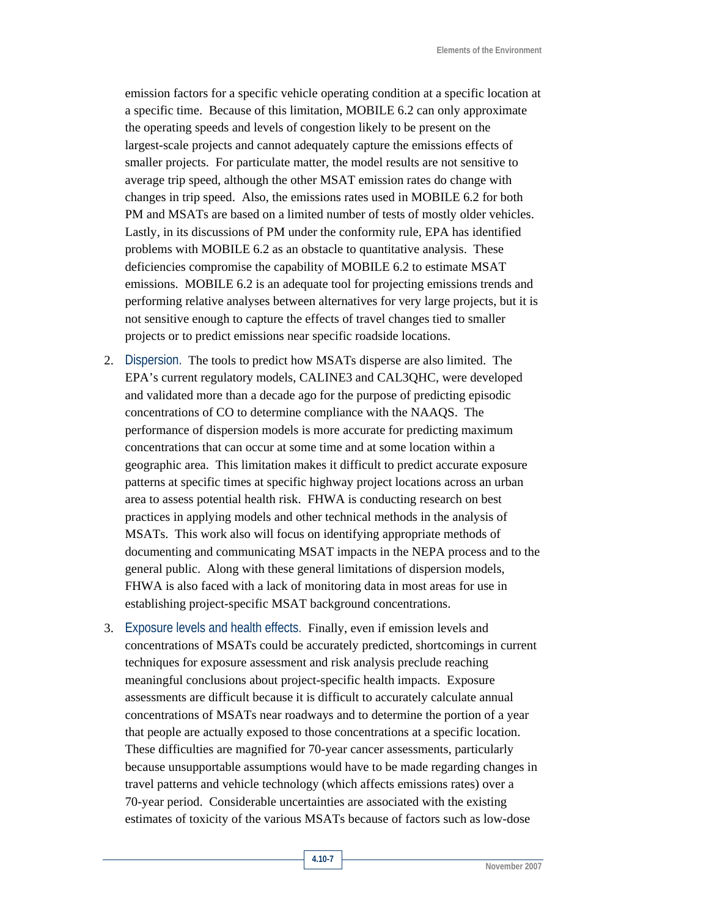emission factors for a specific vehicle operating condition at a specific location at a specific time. Because of this limitation, MOBILE 6.2 can only approximate the operating speeds and levels of congestion likely to be present on the largest-scale projects and cannot adequately capture the emissions effects of smaller projects. For particulate matter, the model results are not sensitive to average trip speed, although the other MSAT emission rates do change with changes in trip speed. Also, the emissions rates used in MOBILE 6.2 for both PM and MSATs are based on a limited number of tests of mostly older vehicles. Lastly, in its discussions of PM under the conformity rule, EPA has identified problems with MOBILE 6.2 as an obstacle to quantitative analysis. These deficiencies compromise the capability of MOBILE 6.2 to estimate MSAT emissions. MOBILE 6.2 is an adequate tool for projecting emissions trends and performing relative analyses between alternatives for very large projects, but it is not sensitive enough to capture the effects of travel changes tied to smaller projects or to predict emissions near specific roadside locations.

2. Dispersion. The tools to predict how MSATs disperse are also limited. The EPA's current regulatory models, CALINE3 and CAL3QHC, were developed and validated more than a decade ago for the purpose of predicting episodic concentrations of CO to determine compliance with the NAAQS. The performance of dispersion models is more accurate for predicting maximum concentrations that can occur at some time and at some location within a geographic area. This limitation makes it difficult to predict accurate exposure patterns at specific times at specific highway project locations across an urban area to assess potential health risk. FHWA is conducting research on best practices in applying models and other technical methods in the analysis of MSATs. This work also will focus on identifying appropriate methods of documenting and communicating MSAT impacts in the NEPA process and to the general public. Along with these general limitations of dispersion models, FHWA is also faced with a lack of monitoring data in most areas for use in establishing project-specific MSAT background concentrations.

3. Exposure levels and health effects. Finally, even if emission levels and concentrations of MSATs could be accurately predicted, shortcomings in current techniques for exposure assessment and risk analysis preclude reaching meaningful conclusions about project-specific health impacts. Exposure assessments are difficult because it is difficult to accurately calculate annual concentrations of MSATs near roadways and to determine the portion of a year that people are actually exposed to those concentrations at a specific location. These difficulties are magnified for 70-year cancer assessments, particularly because unsupportable assumptions would have to be made regarding changes in travel patterns and vehicle technology (which affects emissions rates) over a 70-year period. Considerable uncertainties are associated with the existing estimates of toxicity of the various MSATs because of factors such as low-dose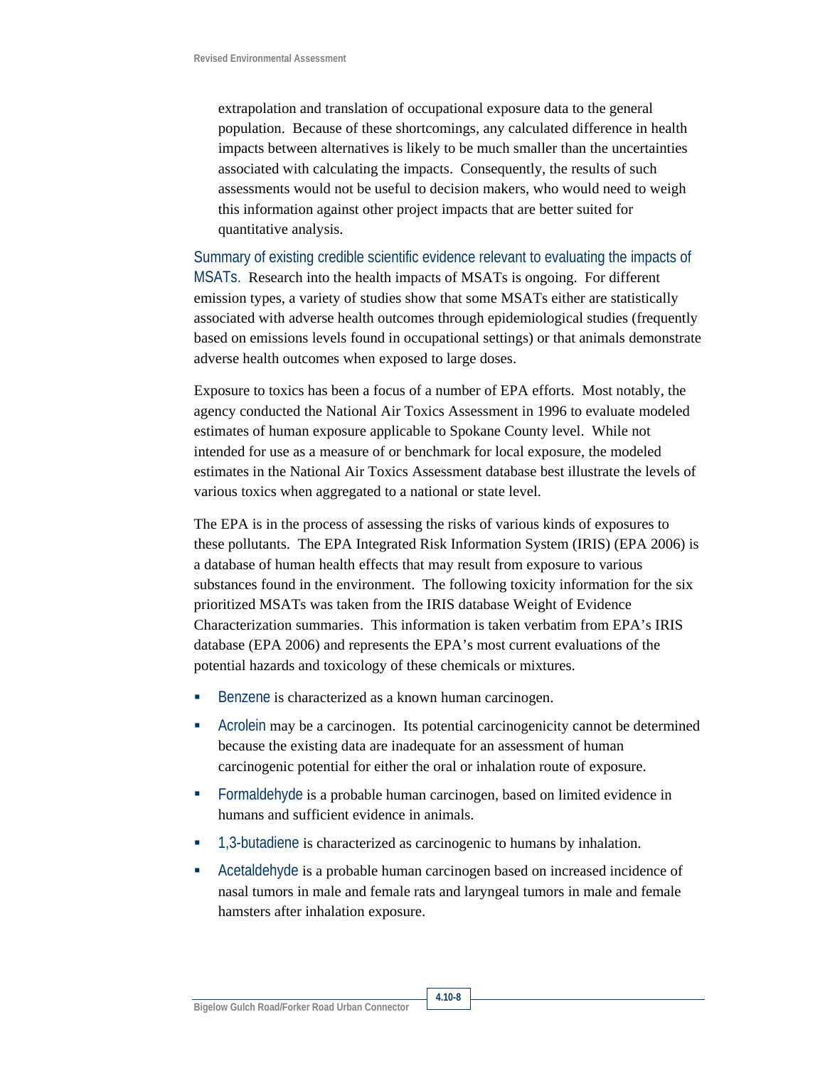extrapolation and translation of occupational exposure data to the general population. Because of these shortcomings, any calculated difference in health impacts between alternatives is likely to be much smaller than the uncertainties associated with calculating the impacts. Consequently, the results of such assessments would not be useful to decision makers, who would need to weigh this information against other project impacts that are better suited for quantitative analysis.

Summary of existing credible scientific evidence relevant to evaluating the impacts of MSATs. Research into the health impacts of MSATs is ongoing. For different emission types, a variety of studies show that some MSATs either are statistically associated with adverse health outcomes through epidemiological studies (frequently based on emissions levels found in occupational settings) or that animals demonstrate adverse health outcomes when exposed to large doses.

Exposure to toxics has been a focus of a number of EPA efforts. Most notably, the agency conducted the National Air Toxics Assessment in 1996 to evaluate modeled estimates of human exposure applicable to Spokane County level. While not intended for use as a measure of or benchmark for local exposure, the modeled estimates in the National Air Toxics Assessment database best illustrate the levels of various toxics when aggregated to a national or state level.

The EPA is in the process of assessing the risks of various kinds of exposures to these pollutants. The EPA Integrated Risk Information System (IRIS) (EPA 2006) is a database of human health effects that may result from exposure to various substances found in the environment. The following toxicity information for the six prioritized MSATs was taken from the IRIS database Weight of Evidence Characterization summaries. This information is taken verbatim from EPA's IRIS database (EPA 2006) and represents the EPA's most current evaluations of the potential hazards and toxicology of these chemicals or mixtures.

- Benzene is characterized as a known human carcinogen.
- Acrolein may be a carcinogen. Its potential carcinogenicity cannot be determined because the existing data are inadequate for an assessment of human carcinogenic potential for either the oral or inhalation route of exposure.
- Formaldehyde is a probable human carcinogen, based on limited evidence in humans and sufficient evidence in animals.
- 1,3-butadiene is characterized as carcinogenic to humans by inhalation.
- Acetaldehyde is a probable human carcinogen based on increased incidence of nasal tumors in male and female rats and laryngeal tumors in male and female hamsters after inhalation exposure.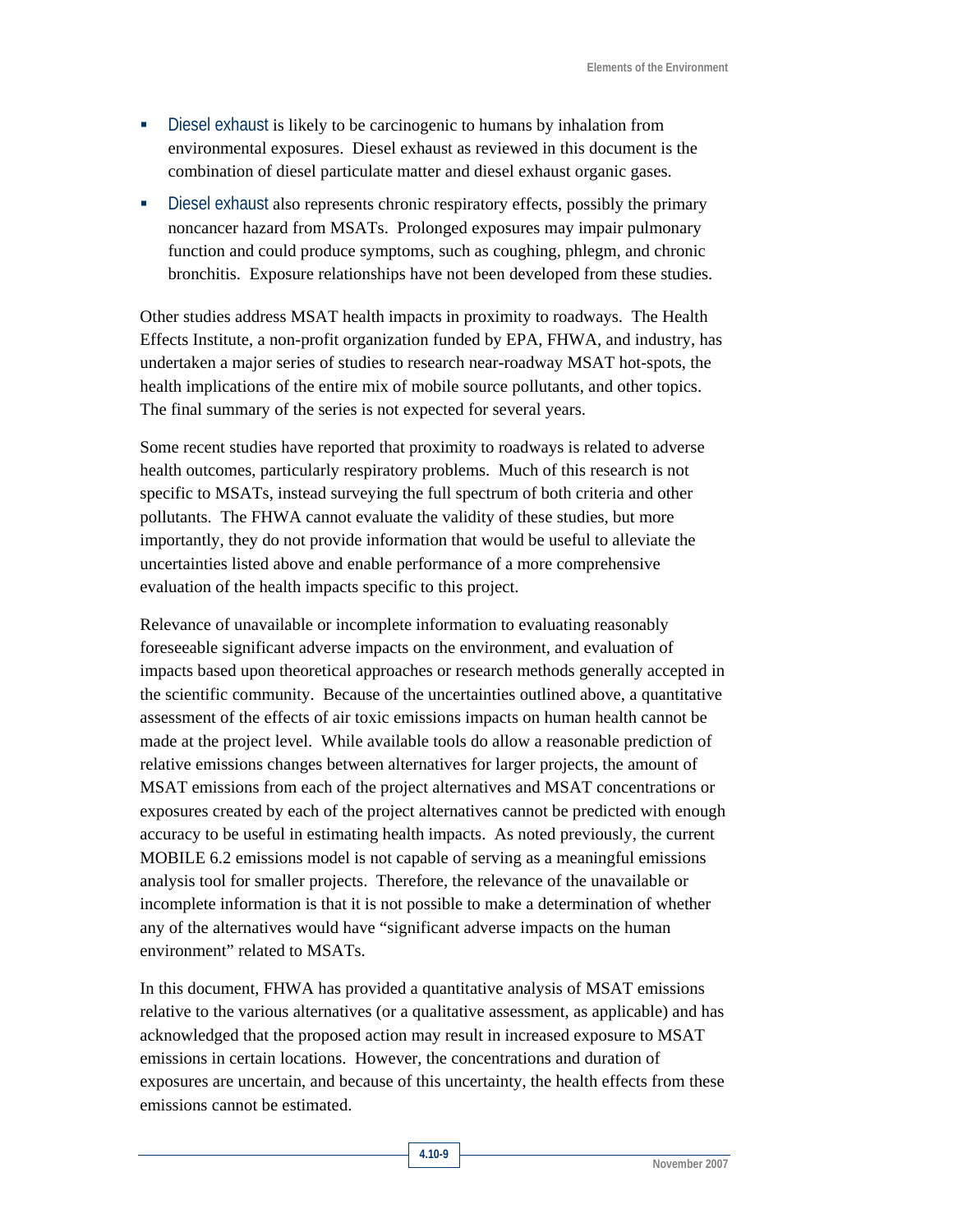- Diesel exhaust is likely to be carcinogenic to humans by inhalation from environmental exposures. Diesel exhaust as reviewed in this document is the combination of diesel particulate matter and diesel exhaust organic gases.
- Diesel exhaust also represents chronic respiratory effects, possibly the primary noncancer hazard from MSATs. Prolonged exposures may impair pulmonary function and could produce symptoms, such as coughing, phlegm, and chronic bronchitis. Exposure relationships have not been developed from these studies.

Other studies address MSAT health impacts in proximity to roadways. The Health Effects Institute, a non-profit organization funded by EPA, FHWA, and industry, has undertaken a major series of studies to research near-roadway MSAT hot-spots, the health implications of the entire mix of mobile source pollutants, and other topics. The final summary of the series is not expected for several years.

Some recent studies have reported that proximity to roadways is related to adverse health outcomes, particularly respiratory problems. Much of this research is not specific to MSATs, instead surveying the full spectrum of both criteria and other pollutants. The FHWA cannot evaluate the validity of these studies, but more importantly, they do not provide information that would be useful to alleviate the uncertainties listed above and enable performance of a more comprehensive evaluation of the health impacts specific to this project.

Relevance of unavailable or incomplete information to evaluating reasonably foreseeable significant adverse impacts on the environment, and evaluation of impacts based upon theoretical approaches or research methods generally accepted in the scientific community. Because of the uncertainties outlined above, a quantitative assessment of the effects of air toxic emissions impacts on human health cannot be made at the project level. While available tools do allow a reasonable prediction of relative emissions changes between alternatives for larger projects, the amount of MSAT emissions from each of the project alternatives and MSAT concentrations or exposures created by each of the project alternatives cannot be predicted with enough accuracy to be useful in estimating health impacts. As noted previously, the current MOBILE 6.2 emissions model is not capable of serving as a meaningful emissions analysis tool for smaller projects. Therefore, the relevance of the unavailable or incomplete information is that it is not possible to make a determination of whether any of the alternatives would have "significant adverse impacts on the human environment" related to MSATs.

In this document, FHWA has provided a quantitative analysis of MSAT emissions relative to the various alternatives (or a qualitative assessment, as applicable) and has acknowledged that the proposed action may result in increased exposure to MSAT emissions in certain locations. However, the concentrations and duration of exposures are uncertain, and because of this uncertainty, the health effects from these emissions cannot be estimated.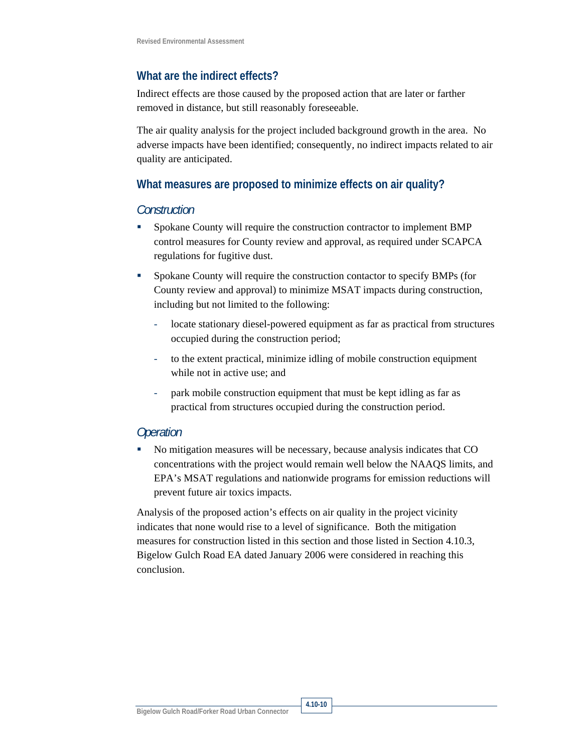## What are the indirect effects?

Indirect effects are those caused by the proposed action that are later or farther removed in distance, but still reasonably foreseeable.

The air quality analysis for the project included background growth in the area. No adverse impacts have been identified; consequently, no indirect impacts related to air quality are anticipated.

## What measures are proposed to minimize effects on air quality?

### *Construction*

- Spokane County will require the construction contractor to implement BMP control measures for County review and approval, as required under SCAPCA regulations for fugitive dust.
- Spokane County will require the construction contactor to specify BMPs (for County review and approval) to minimize MSAT impacts during construction, including but not limited to the following:
  - locate stationary diesel-powered equipment as far as practical from structures occupied during the construction period;
  - to the extent practical, minimize idling of mobile construction equipment while not in active use; and
  - park mobile construction equipment that must be kept idling as far as practical from structures occupied during the construction period.

### *Operation*

- No mitigation measures will be necessary, because analysis indicates that CO concentrations with the project would remain well below the NAAQS limits, and EPA's MSAT regulations and nationwide programs for emission reductions will prevent future air toxics impacts.

Analysis of the proposed action's effects on air quality in the project vicinity indicates that none would rise to a level of significance. Both the mitigation measures for construction listed in this section and those listed in Section 4.10.3, Bigelow Gulch Road EA dated January 2006 were considered in reaching this conclusion.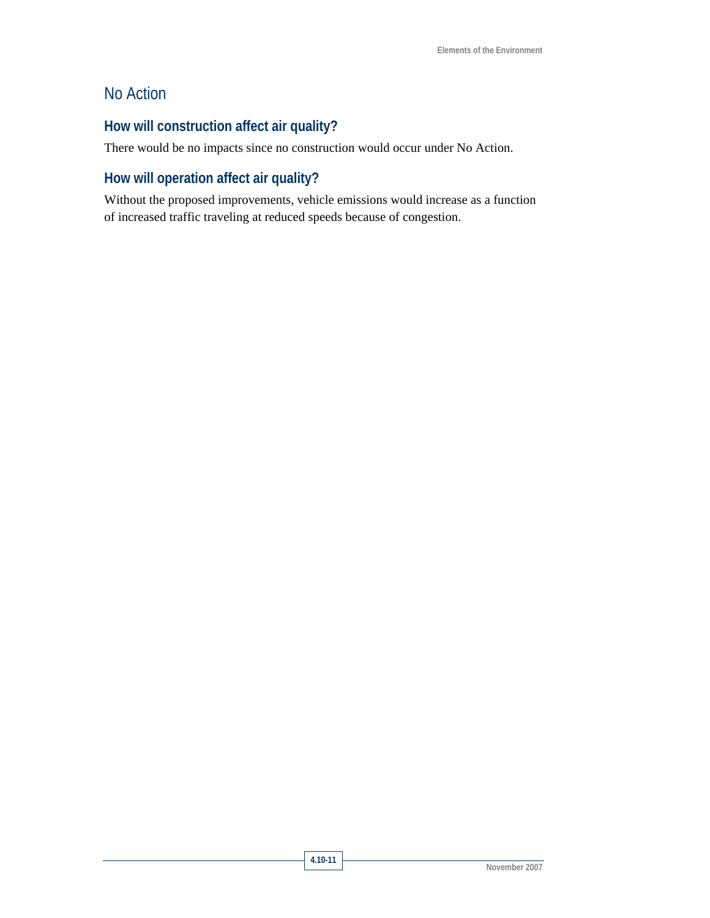## No Action

### How will construction affect air quality?

There would be no impacts since no construction would occur under No Action.

### How will operation affect air quality?

Without the proposed improvements, vehicle emissions would increase as a function of increased traffic traveling at reduced speeds because of congestion.